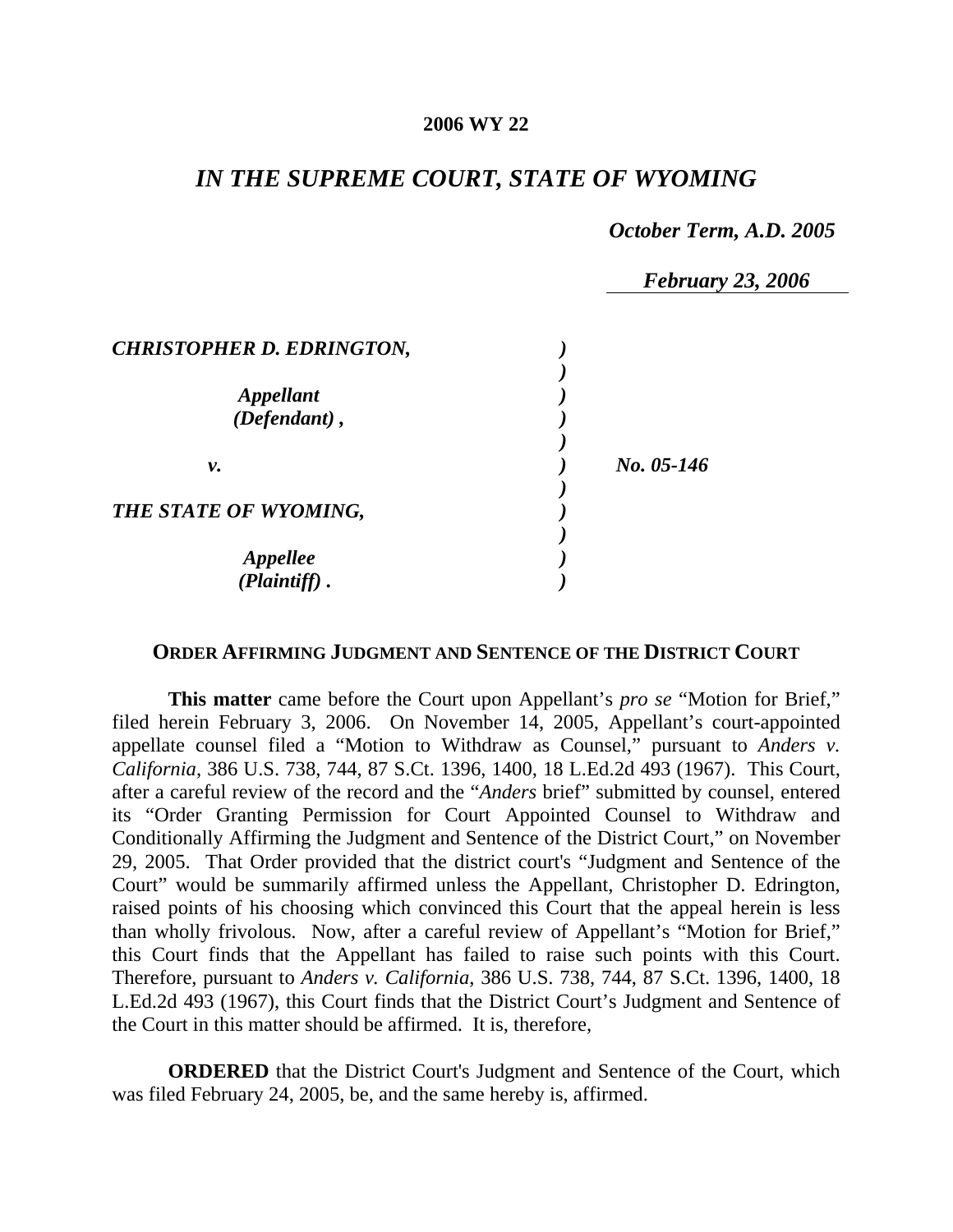**2006 WY 22**

# *IN THE SUPREME COURT, STATE OF WYOMING*

*October Term, A.D. 2005*

*February 23, 2006*

| | | |
|---|---|---|
| ***CHRISTOPHER D. EDRINGTON,*** | ) | |
| | ) | |
| ***Appellant*** | ) | |
| ***(Defendant) ,*** | ) | |
| | ) | |
| ***v.*** | ) | ***No. 05-146*** |
| | ) | |
| ***THE STATE OF WYOMING,*** | ) | |
| | ) | |
| ***Appellee*** | ) | |
| ***(Plaintiff) .*** | ) | |

## ORDER AFFIRMING JUDGMENT AND SENTENCE OF THE DISTRICT COURT

**This matter** came before the Court upon Appellant's *pro se* "Motion for Brief," filed herein February 3, 2006. On November 14, 2005, Appellant's court-appointed appellate counsel filed a "Motion to Withdraw as Counsel," pursuant to *Anders v. California*, 386 U.S. 738, 744, 87 S.Ct. 1396, 1400, 18 L.Ed.2d 493 (1967). This Court, after a careful review of the record and the "*Anders* brief" submitted by counsel, entered its "Order Granting Permission for Court Appointed Counsel to Withdraw and Conditionally Affirming the Judgment and Sentence of the District Court," on November 29, 2005. That Order provided that the district court's "Judgment and Sentence of the Court" would be summarily affirmed unless the Appellant, Christopher D. Edrington, raised points of his choosing which convinced this Court that the appeal herein is less than wholly frivolous. Now, after a careful review of Appellant's "Motion for Brief," this Court finds that the Appellant has failed to raise such points with this Court. Therefore, pursuant to *Anders v. California*, 386 U.S. 738, 744, 87 S.Ct. 1396, 1400, 18 L.Ed.2d 493 (1967), this Court finds that the District Court's Judgment and Sentence of the Court in this matter should be affirmed. It is, therefore,

**ORDERED** that the District Court's Judgment and Sentence of the Court, which was filed February 24, 2005, be, and the same hereby is, affirmed.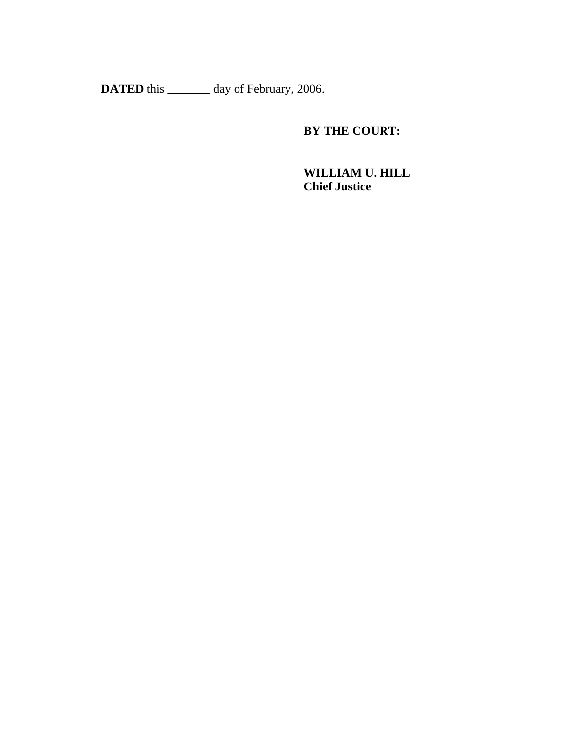**DATED** this _______ day of February, 2006.

**BY THE COURT:**

**WILLIAM U. HILL**
**Chief Justice**